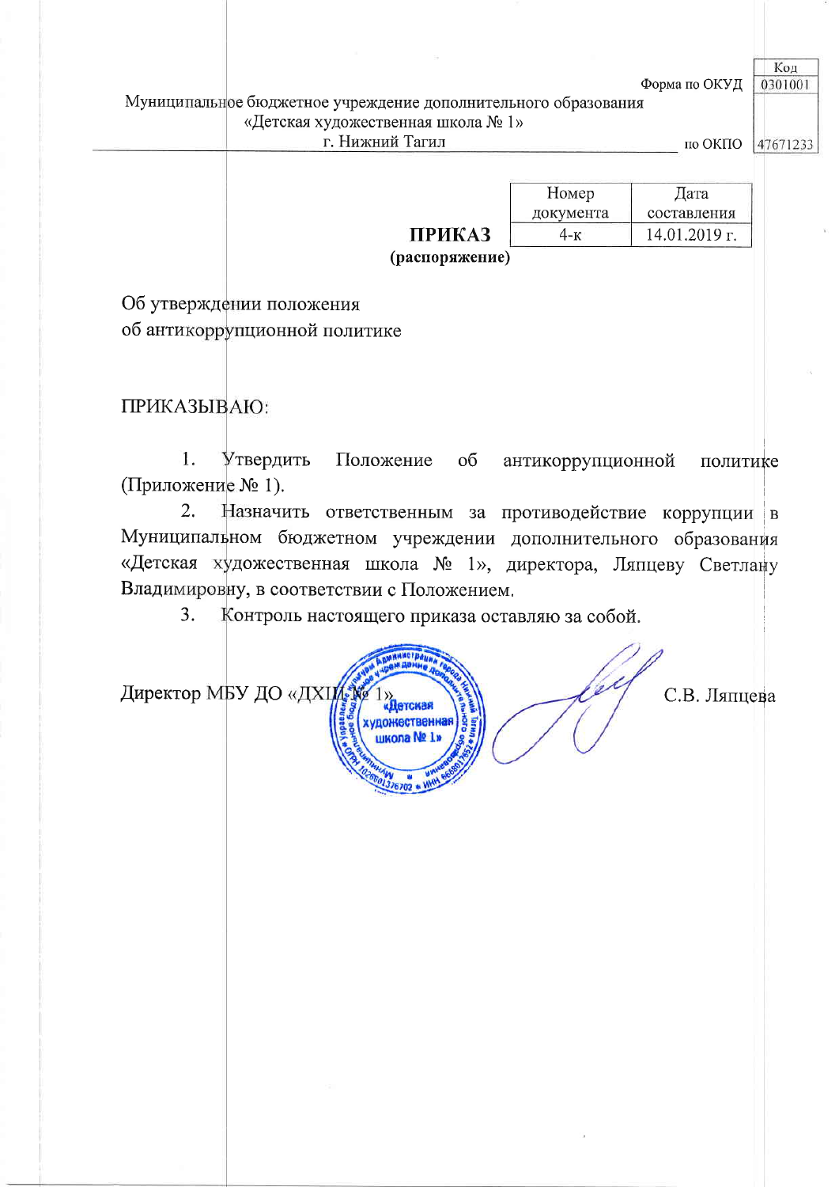| | | Код |
|---|---|---|
| | Форма по ОКУД | 0301001 |
| Муниципальное бюджетное учреждение дополнительного образования «Детская художественная школа № 1» г. Нижний Тагил | | |
| | по ОКПО | 47671233 |

| | Номер документа | Дата составления |
|---|---|---|
| **ПРИКАЗ** | 4-к | 14.01.2019 г. |

**(распоряжение)**

Об утверждении положения
об антикоррупционной политике

ПРИКАЗЫВАЮ:

1. Утвердить Положение об антикоррупционной политике (Приложение № 1).
2. Назначить ответственным за противодействие коррупции в Муниципальном бюджетном учреждении дополнительного образования «Детская художественная школа № 1», директора, Ляпцеву Светлану Владимировну, в соответствии с Положением.
3. Контроль настоящего приказа оставляю за собой.

Директор МБУ ДО «ДХШ № 1» С.В. Ляпцева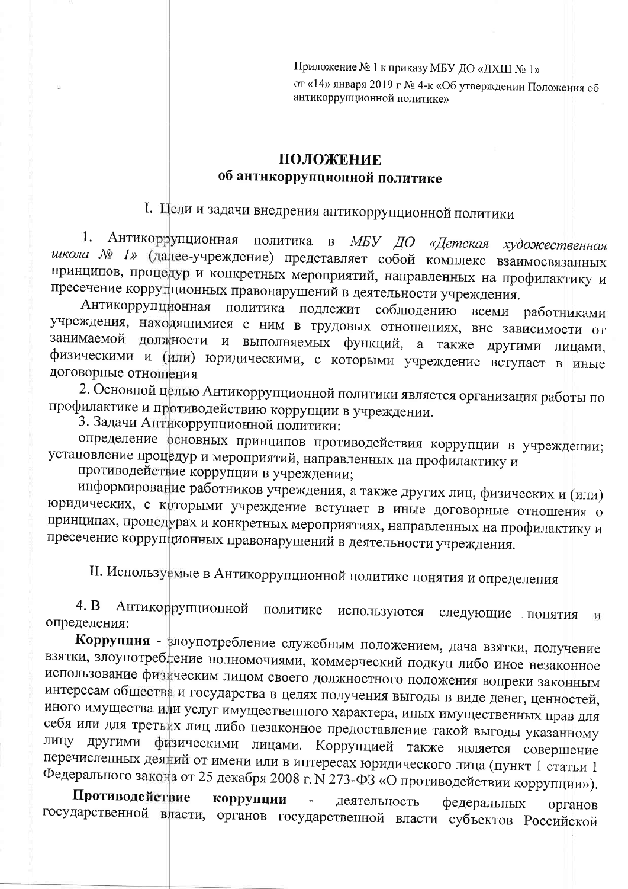Приложение № 1 к приказу МБУ ДО «ДХШ № 1»
от «14» января 2019 г № 4-к «Об утверждении Положения об антикоррупционной политике»

# ПОЛОЖЕНИЕ
## об антикоррупционной политике

### I. Цели и задачи внедрения антикоррупционной политики

1. Антикоррупционная политика в *МБУ ДО «Детская художественная школа № 1»* (далее-учреждение) представляет собой комплекс взаимосвязанных принципов, процедур и конкретных мероприятий, направленных на профилактику и пресечение коррупционных правонарушений в деятельности учреждения.

Антикоррупционная политика подлежит соблюдению всеми работниками учреждения, находящимися с ним в трудовых отношениях, вне зависимости от занимаемой должности и выполняемых функций, а также другими лицами, физическими и (или) юридическими, с которыми учреждение вступает в иные договорные отношения

2. Основной целью Антикоррупционной политики является организация работы по профилактике и противодействию коррупции в учреждении.

3. Задачи Антикоррупционной политики:

определение основных принципов противодействия коррупции в учреждении;
установление процедур и мероприятий, направленных на профилактику и противодействие коррупции в учреждении;

информирование работников учреждения, а также других лиц, физических и (или) юридических, с которыми учреждение вступает в иные договорные отношения о принципах, процедурах и конкретных мероприятиях, направленных на профилактику и пресечение коррупционных правонарушений в деятельности учреждения.

### II. Используемые в Антикоррупционной политике понятия и определения

4. В Антикоррупционной политике используются следующие понятия и определения:

**Коррупция** - злоупотребление служебным положением, дача взятки, получение взятки, злоупотребление полномочиями, коммерческий подкуп либо иное незаконное использование физическим лицом своего должностного положения вопреки законным интересам общества и государства в целях получения выгоды в виде денег, ценностей, иного имущества или услуг имущественного характера, иных имущественных прав для себя или для третьих лиц либо незаконное предоставление такой выгоды указанному лицу другими физическими лицами. Коррупцией также является совершение перечисленных деяний от имени или в интересах юридического лица (пункт 1 статьи 1 Федерального закона от 25 декабря 2008 г. N 273-ФЗ «О противодействии коррупции»).

**Противодействие коррупции** - деятельность федеральных органов государственной власти, органов государственной власти субъектов Российской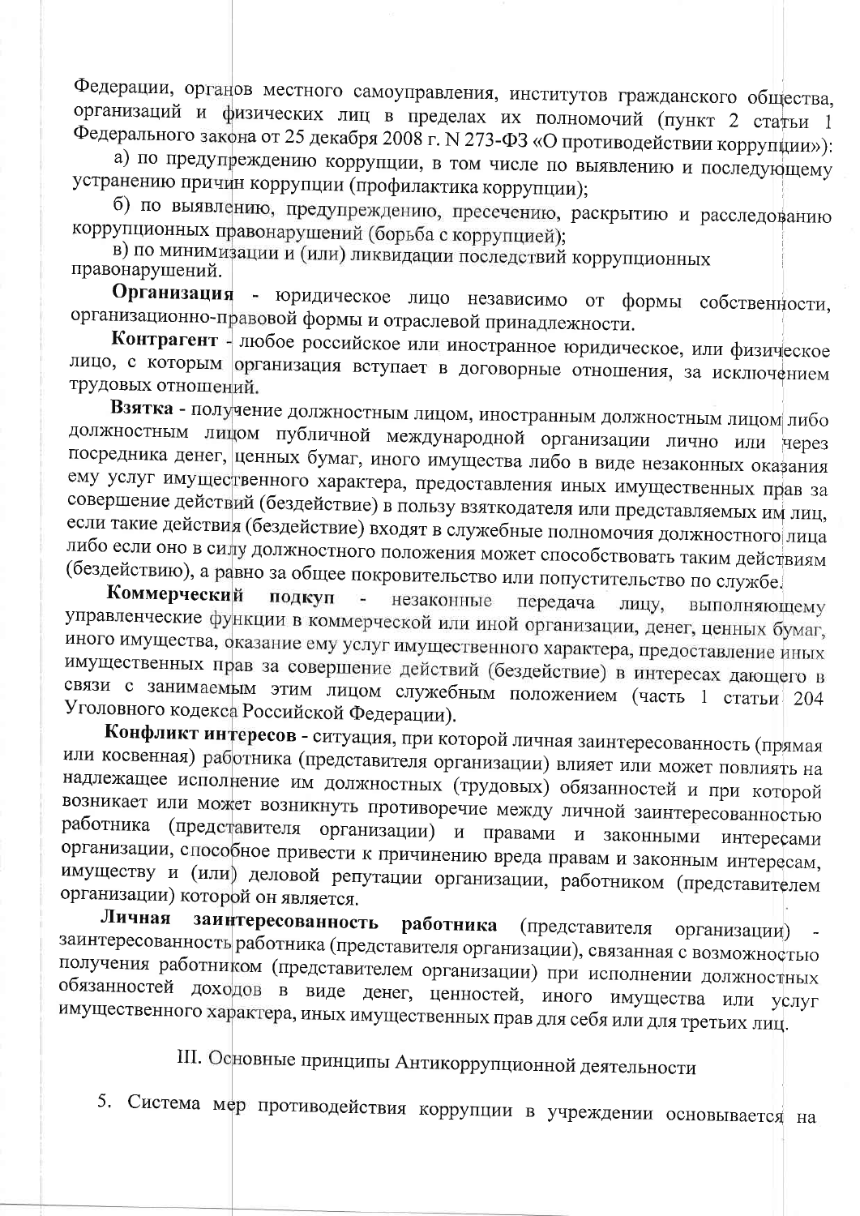Федерации, органов местного самоуправления, институтов гражданского общества, организаций и физических лиц в пределах их полномочий (пункт 2 статьи 1 Федерального закона от 25 декабря 2008 г. N 273-ФЗ «О противодействии коррупции»):

а) по предупреждению коррупции, в том числе по выявлению и последующему устранению причин коррупции (профилактика коррупции);

б) по выявлению, предупреждению, пресечению, раскрытию и расследованию коррупционных правонарушений (борьба с коррупцией);

в) по минимизации и (или) ликвидации последствий коррупционных правонарушений.

**Организация** - юридическое лицо независимо от формы собственности, организационно-правовой формы и отраслевой принадлежности.

**Контрагент** - любое российское или иностранное юридическое, или физическое лицо, с которым организация вступает в договорные отношения, за исключением трудовых отношений.

**Взятка** - получение должностным лицом, иностранным должностным лицом либо должностным лицом публичной международной организации лично или через посредника денег, ценных бумаг, иного имущества либо в виде незаконных оказания ему услуг имущественного характера, предоставления иных имущественных прав за совершение действий (бездействие) в пользу взяткодателя или представляемых им лиц, если такие действия (бездействие) входят в служебные полномочия должностного лица либо если оно в силу должностного положения может способствовать таким действиям (бездействию), а равно за общее покровительство или попустительство по службе.

**Коммерческий подкуп** - незаконные передача лицу, выполняющему управленческие функции в коммерческой или иной организации, денег, ценных бумаг, иного имущества, оказание ему услуг имущественного характера, предоставление иных имущественных прав за совершение действий (бездействие) в интересах дающего в связи с занимаемым этим лицом служебным положением (часть 1 статьи 204 Уголовного кодекса Российской Федерации).

**Конфликт интересов** - ситуация, при которой личная заинтересованность (прямая или косвенная) работника (представителя организации) влияет или может повлиять на надлежащее исполнение им должностных (трудовых) обязанностей и при которой возникает или может возникнуть противоречие между личной заинтересованностью работника (представителя организации) и правами и законными интересами организации, способное привести к причинению вреда правам и законным интересам, имуществу и (или) деловой репутации организации, работником (представителем организации) которой он является.

**Личная заинтересованность работника** (представителя организации) - заинтересованность работника (представителя организации), связанная с возможностью получения работником (представителем организации) при исполнении должностных обязанностей доходов в виде денег, ценностей, иного имущества или услуг имущественного характера, иных имущественных прав для себя или для третьих лиц.

## III. Основные принципы Антикоррупционной деятельности

5. Система мер противодействия коррупции в учреждении основывается на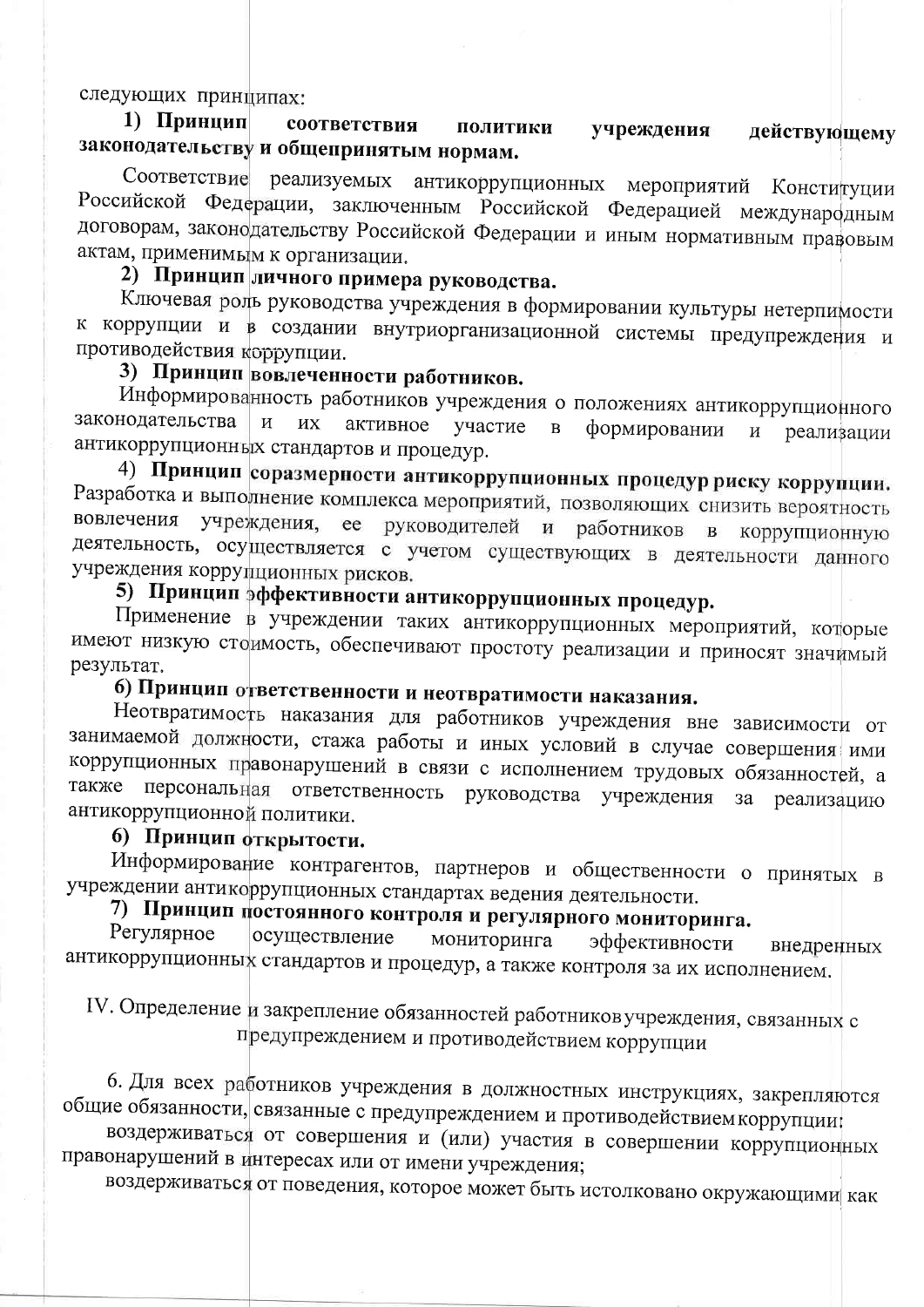следующих принципах:

**1) Принцип соответствия политики учреждения действующему законодательству и общепринятым нормам.**

Соответствие реализуемых антикоррупционных мероприятий Конституции Российской Федерации, заключенным Российской Федерацией международным договорам, законодательству Российской Федерации и иным нормативным правовым актам, применимым к организации.

**2) Принцип личного примера руководства.**

Ключевая роль руководства учреждения в формировании культуры нетерпимости к коррупции и в создании внутриорганизационной системы предупреждения и противодействия коррупции.

**3) Принцип вовлеченности работников.**

Информированность работников учреждения о положениях антикоррупционного законодательства и их активное участие в формировании и реализации антикоррупционных стандартов и процедур.

4) **Принцип соразмерности антикоррупционных процедур риску коррупции.** Разработка и выполнение комплекса мероприятий, позволяющих снизить вероятность вовлечения учреждения, ее руководителей и работников в коррупционную деятельность, осуществляется с учетом существующих в деятельности данного учреждения коррупционных рисков.

**5) Принцип эффективности антикоррупционных процедур.**

Применение в учреждении таких антикоррупционных мероприятий, которые имеют низкую стоимость, обеспечивают простоту реализации и приносят значимый результат.

**6) Принцип ответственности и неотвратимости наказания.**

Неотвратимость наказания для работников учреждения вне зависимости от занимаемой должности, стажа работы и иных условий в случае совершения ими коррупционных правонарушений в связи с исполнением трудовых обязанностей, а также персональная ответственность руководства учреждения за реализацию антикоррупционной политики.

**6) Принцип открытости.**

Информирование контрагентов, партнеров и общественности о принятых в учреждении антикоррупционных стандартах ведения деятельности.

**7) Принцип постоянного контроля и регулярного мониторинга.**

Регулярное осуществление мониторинга эффективности внедренных антикоррупционных стандартов и процедур, а также контроля за их исполнением.

## IV. Определение и закрепление обязанностей работников учреждения, связанных с предупреждением и противодействием коррупции

6. Для всех работников учреждения в должностных инструкциях, закрепляются общие обязанности, связанные с предупреждением и противодействием коррупции:

воздерживаться от совершения и (или) участия в совершении коррупционных правонарушений в интересах или от имени учреждения;

воздерживаться от поведения, которое может быть истолковано окружающими как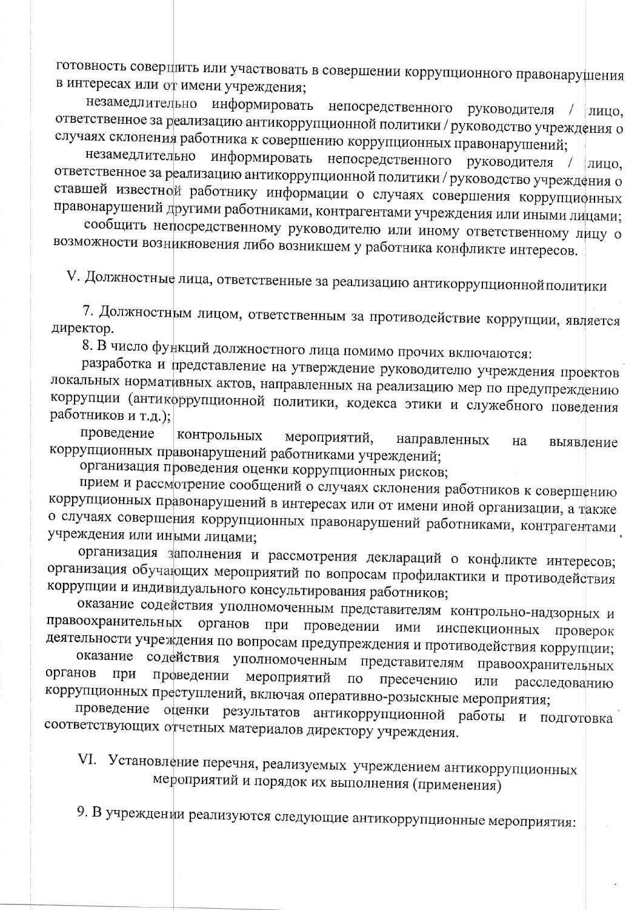готовность совершить или участвовать в совершении коррупционного правонарушения в интересах или от имени учреждения;

незамедлительно информировать непосредственного руководителя / лицо, ответственное за реализацию антикоррупционной политики / руководство учреждения о случаях склонения работника к совершению коррупционных правонарушений;

незамедлительно информировать непосредственного руководителя / лицо, ответственное за реализацию антикоррупционной политики / руководство учреждения о ставшей известной работнику информации о случаях совершения коррупционных правонарушений другими работниками, контрагентами учреждения или иными лицами;

сообщить непосредственному руководителю или иному ответственному лицу о возможности возникновения либо возникшем у работника конфликте интересов.

## V. Должностные лица, ответственные за реализацию антикоррупционной политики

7. Должностным лицом, ответственным за противодействие коррупции, является директор.

8. В число функций должностного лица помимо прочих включаются:

разработка и представление на утверждение руководителю учреждения проектов локальных нормативных актов, направленных на реализацию мер по предупреждению коррупции (антикоррупционной политики, кодекса этики и служебного поведения работников и т.д.);

проведение контрольных мероприятий, направленных на выявление коррупционных правонарушений работниками учреждений;

организация проведения оценки коррупционных рисков;

прием и рассмотрение сообщений о случаях склонения работников к совершению коррупционных правонарушений в интересах или от имени иной организации, а также о случаях совершения коррупционных правонарушений работниками, контрагентами учреждения или иными лицами;

организация заполнения и рассмотрения деклараций о конфликте интересов; организация обучающих мероприятий по вопросам профилактики и противодействия коррупции и индивидуального консультирования работников;

оказание содействия уполномоченным представителям контрольно-надзорных и правоохранительных органов при проведении ими инспекционных проверок деятельности учреждения по вопросам предупреждения и противодействия коррупции;

оказание содействия уполномоченным представителям правоохранительных органов при проведении мероприятий по пресечению или расследованию коррупционных преступлений, включая оперативно-розыскные мероприятия;

проведение оценки результатов антикоррупционной работы и подготовка соответствующих отчетных материалов директору учреждения.

## VI. Установление перечня, реализуемых учреждением антикоррупционных мероприятий и порядок их выполнения (применения)

9. В учреждении реализуются следующие антикоррупционные мероприятия: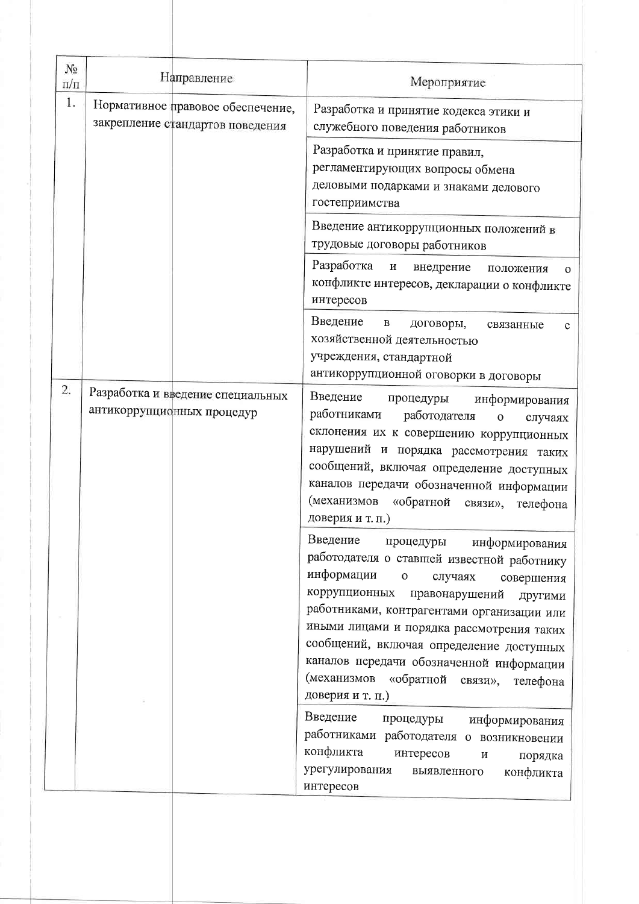| № п/п | Направление | Мероприятие |
|---|---|---|
| 1. | Нормативное правовое обеспечение, закрепление стандартов поведения | Разработка и принятие кодекса этики и служебного поведения работников |
| | | Разработка и принятие правил, регламентирующих вопросы обмена деловыми подарками и знаками делового гостеприимства |
| | | Введение антикоррупционных положений в трудовые договоры работников |
| | | Разработка и внедрение положения о конфликте интересов, декларации о конфликте интересов |
| | | Введение в договоры, связанные с хозяйственной деятельностью учреждения, стандартной антикоррупционной оговорки в договоры |
| 2. | Разработка и введение специальных антикоррупционных процедур | Введение процедуры информирования работниками работодателя о случаях склонения их к совершению коррупционных нарушений и порядка рассмотрения таких сообщений, включая определение доступных каналов передачи обозначенной информации (механизмов «обратной связи», телефона доверия и т. п.) |
| | | Введение процедуры информирования работодателя о ставшей известной работнику информации о случаях совершения коррупционных правонарушений другими работниками, контрагентами организации или иными лицами и порядка рассмотрения таких сообщений, включая определение доступных каналов передачи обозначенной информации (механизмов «обратной связи», телефона доверия и т. п.) |
| | | Введение процедуры информирования работниками работодателя о возникновении конфликта интересов и порядка урегулирования выявленного конфликта интересов |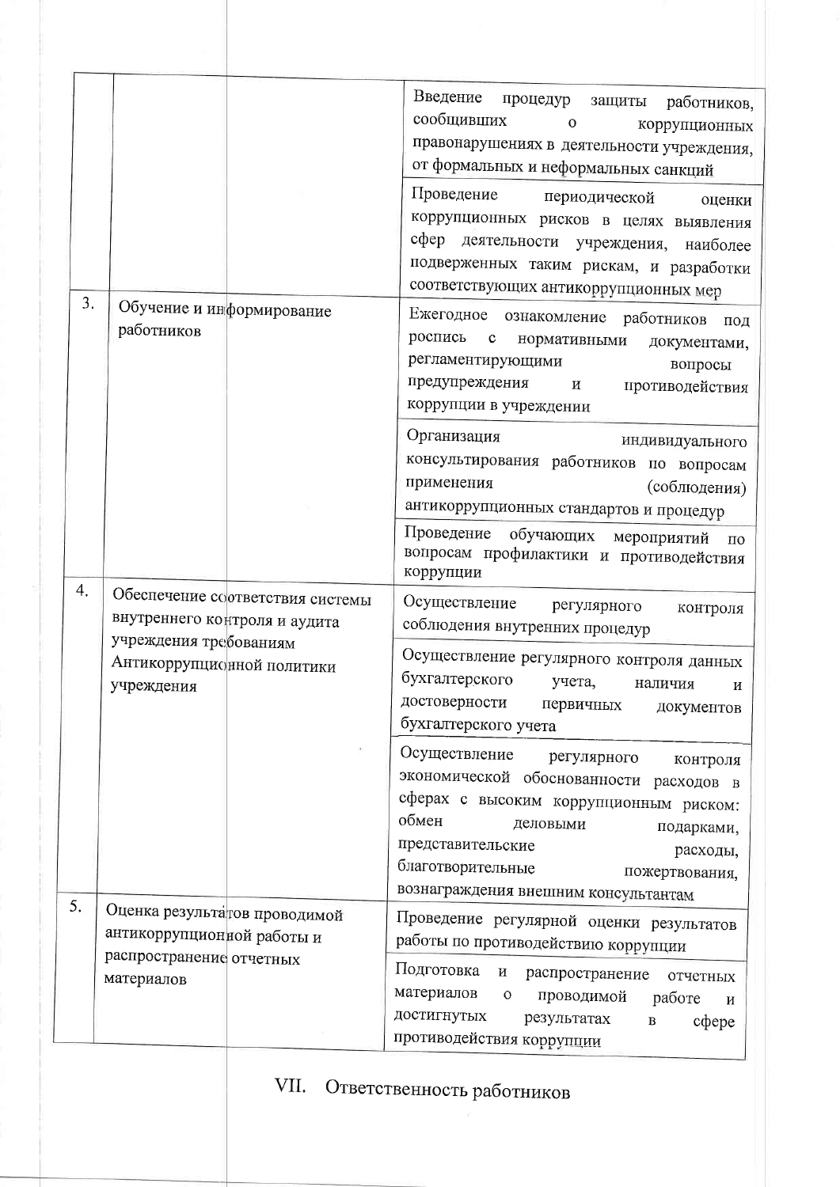| | | |
|---|---|---|
| | | Введение процедур защиты работников, сообщивших о коррупционных правонарушениях в деятельности учреждения, от формальных и неформальных санкций |
| | | Проведение периодической оценки коррупционных рисков в целях выявления сфер деятельности учреждения, наиболее подверженных таким рискам, и разработки соответствующих антикоррупционных мер |
| 3. | Обучение и информирование работников | Ежегодное ознакомление работников под роспись с нормативными документами, регламентирующими вопросы предупреждения и противодействия коррупции в учреждении |
| | | Организация индивидуального консультирования работников по вопросам применения (соблюдения) антикоррупционных стандартов и процедур |
| | | Проведение обучающих мероприятий по вопросам профилактики и противодействия коррупции |
| 4. | Обеспечение соответствия системы внутреннего контроля и аудита учреждения требованиям Антикоррупционной политики учреждения | Осуществление регулярного контроля соблюдения внутренних процедур |
| | | Осуществление регулярного контроля данных бухгалтерского учета, наличия и достоверности первичных документов бухгалтерского учета |
| | | Осуществление регулярного контроля экономической обоснованности расходов в сферах с высоким коррупционным риском: обмен деловыми подарками, представительские расходы, благотворительные пожертвования, вознаграждения внешним консультантам |
| 5. | Оценка результатов проводимой антикоррупционной работы и распространение отчетных материалов | Проведение регулярной оценки результатов работы по противодействию коррупции |
| | | Подготовка и распространение отчетных материалов о проводимой работе и достигнутых результатах в сфере противодействия коррупции |

## VII. Ответственность работников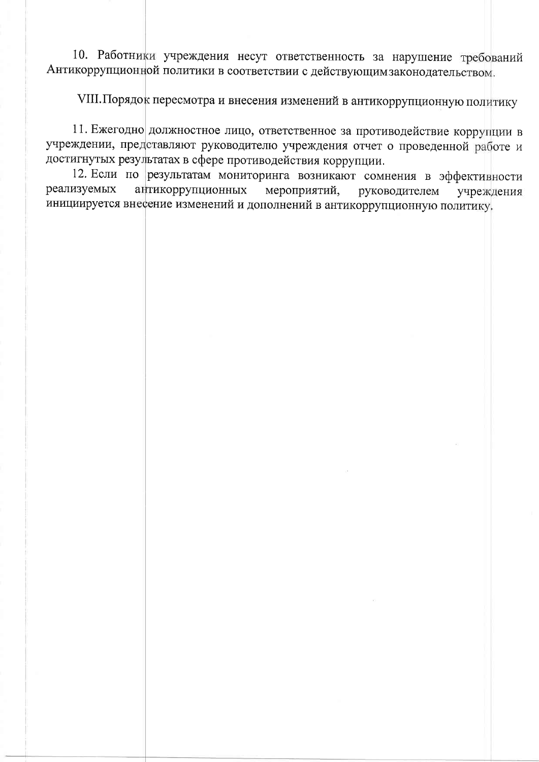10. Работники учреждения несут ответственность за нарушение требований Антикоррупционной политики в соответствии с действующим законодательством.

## VIII. Порядок пересмотра и внесения изменений в антикоррупционную политику

11. Ежегодно должностное лицо, ответственное за противодействие коррупции в учреждении, представляют руководителю учреждения отчет о проведенной работе и достигнутых результатах в сфере противодействия коррупции.

12. Если по результатам мониторинга возникают сомнения в эффективности реализуемых антикоррупционных мероприятий, руководителем учреждения инициируется внесение изменений и дополнений в антикоррупционную политику.